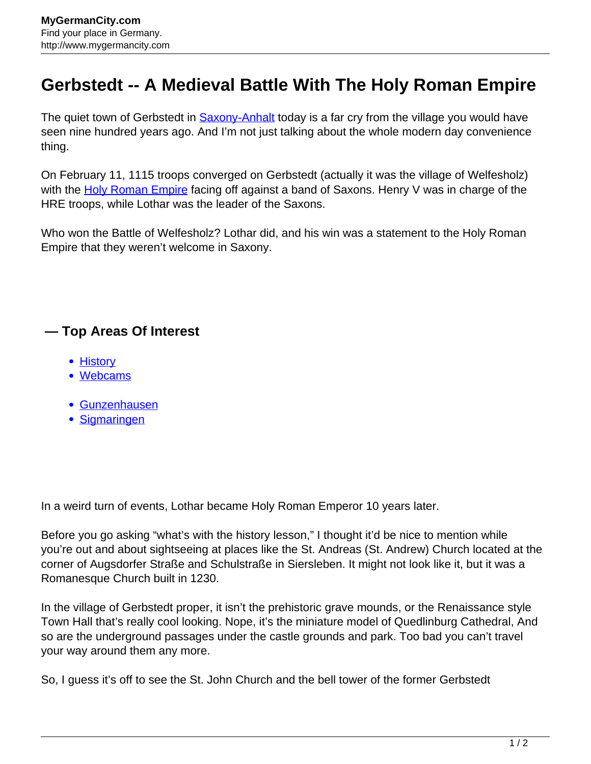# Gerbstedt -- A Medieval Battle With The Holy Roman Empire

The quiet town of Gerbstedt in Saxony-Anhalt today is a far cry from the village you would have seen nine hundred years ago. And I'm not just talking about the whole modern day convenience thing.

On February 11, 1115 troops converged on Gerbstedt (actually it was the village of Welfesholz) with the Holy Roman Empire facing off against a band of Saxons. Henry V was in charge of the HRE troops, while Lothar was the leader of the Saxons.

Who won the Battle of Welfesholz? Lothar did, and his win was a statement to the Holy Roman Empire that they weren't welcome in Saxony.

## — Top Areas Of Interest

- History
- Webcams

- Gunzenhausen
- Sigmaringen

In a weird turn of events, Lothar became Holy Roman Emperor 10 years later.

Before you go asking "what's with the history lesson," I thought it'd be nice to mention while you're out and about sightseeing at places like the St. Andreas (St. Andrew) Church located at the corner of Augsdorfer Straße and Schulstraße in Siersleben. It might not look like it, but it was a Romanesque Church built in 1230.

In the village of Gerbstedt proper, it isn't the prehistoric grave mounds, or the Renaissance style Town Hall that's really cool looking. Nope, it's the miniature model of Quedlinburg Cathedral, And so are the underground passages under the castle grounds and park. Too bad you can't travel your way around them any more.

So, I guess it's off to see the St. John Church and the bell tower of the former Gerbstedt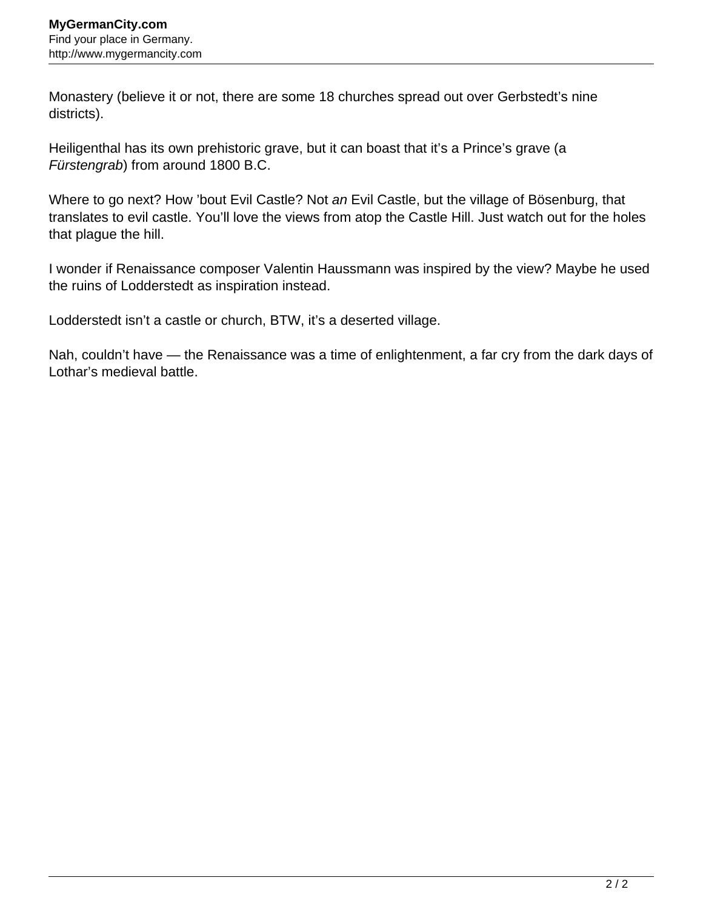Monastery (believe it or not, there are some 18 churches spread out over Gerbstedt's nine districts).

Heiligenthal has its own prehistoric grave, but it can boast that it's a Prince's grave (a *Fürstengrab*) from around 1800 B.C.

Where to go next? How 'bout Evil Castle? Not *an* Evil Castle, but the village of Bösenburg, that translates to evil castle. You'll love the views from atop the Castle Hill. Just watch out for the holes that plague the hill.

I wonder if Renaissance composer Valentin Haussmann was inspired by the view? Maybe he used the ruins of Lodderstedt as inspiration instead.

Lodderstedt isn't a castle or church, BTW, it's a deserted village.

Nah, couldn't have — the Renaissance was a time of enlightenment, a far cry from the dark days of Lothar's medieval battle.